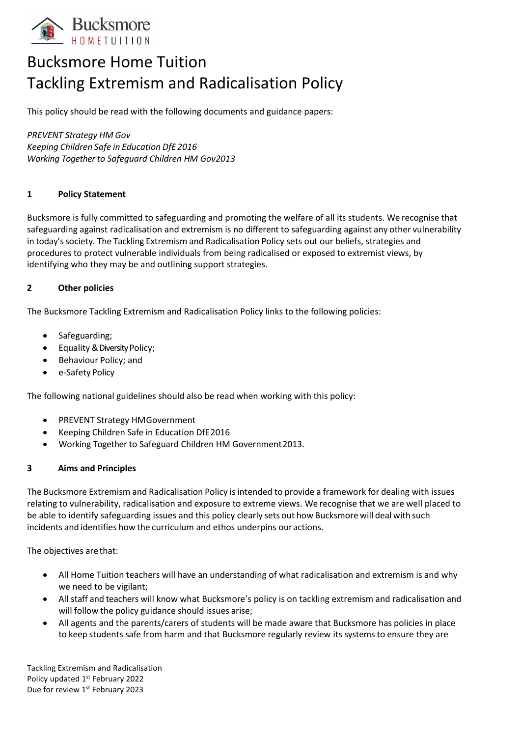# Bucksmore Home Tuition
# Tackling Extremism and Radicalisation Policy

This policy should be read with the following documents and guidance papers:

*PREVENT Strategy HM Gov*
*Keeping Children Safe in Education DfE 2016*
*Working Together to Safeguard Children HM Gov2013*

## 1 Policy Statement

Bucksmore is fully committed to safeguarding and promoting the welfare of all its students. We recognise that safeguarding against radicalisation and extremism is no different to safeguarding against any other vulnerability in today's society. The Tackling Extremism and Radicalisation Policy sets out our beliefs, strategies and procedures to protect vulnerable individuals from being radicalised or exposed to extremist views, by identifying who they may be and outlining support strategies.

## 2 Other policies

The Bucksmore Tackling Extremism and Radicalisation Policy links to the following policies:

- Safeguarding;
- Equality & Diversity Policy;
- Behaviour Policy; and
- e-Safety Policy

The following national guidelines should also be read when working with this policy:

- PREVENT Strategy HMGovernment
- Keeping Children Safe in Education DfE 2016
- Working Together to Safeguard Children HM Government 2013.

## 3 Aims and Principles

The Bucksmore Extremism and Radicalisation Policy is intended to provide a framework for dealing with issues relating to vulnerability, radicalisation and exposure to extreme views. We recognise that we are well placed to be able to identify safeguarding issues and this policy clearly sets out how Bucksmore will deal with such incidents and identifies how the curriculum and ethos underpins our actions.

The objectives are that:

- All Home Tuition teachers will have an understanding of what radicalisation and extremism is and why we need to be vigilant;
- All staff and teachers will know what Bucksmore's policy is on tackling extremism and radicalisation and will follow the policy guidance should issues arise;
- All agents and the parents/carers of students will be made aware that Bucksmore has policies in place to keep students safe from harm and that Bucksmore regularly review its systems to ensure they are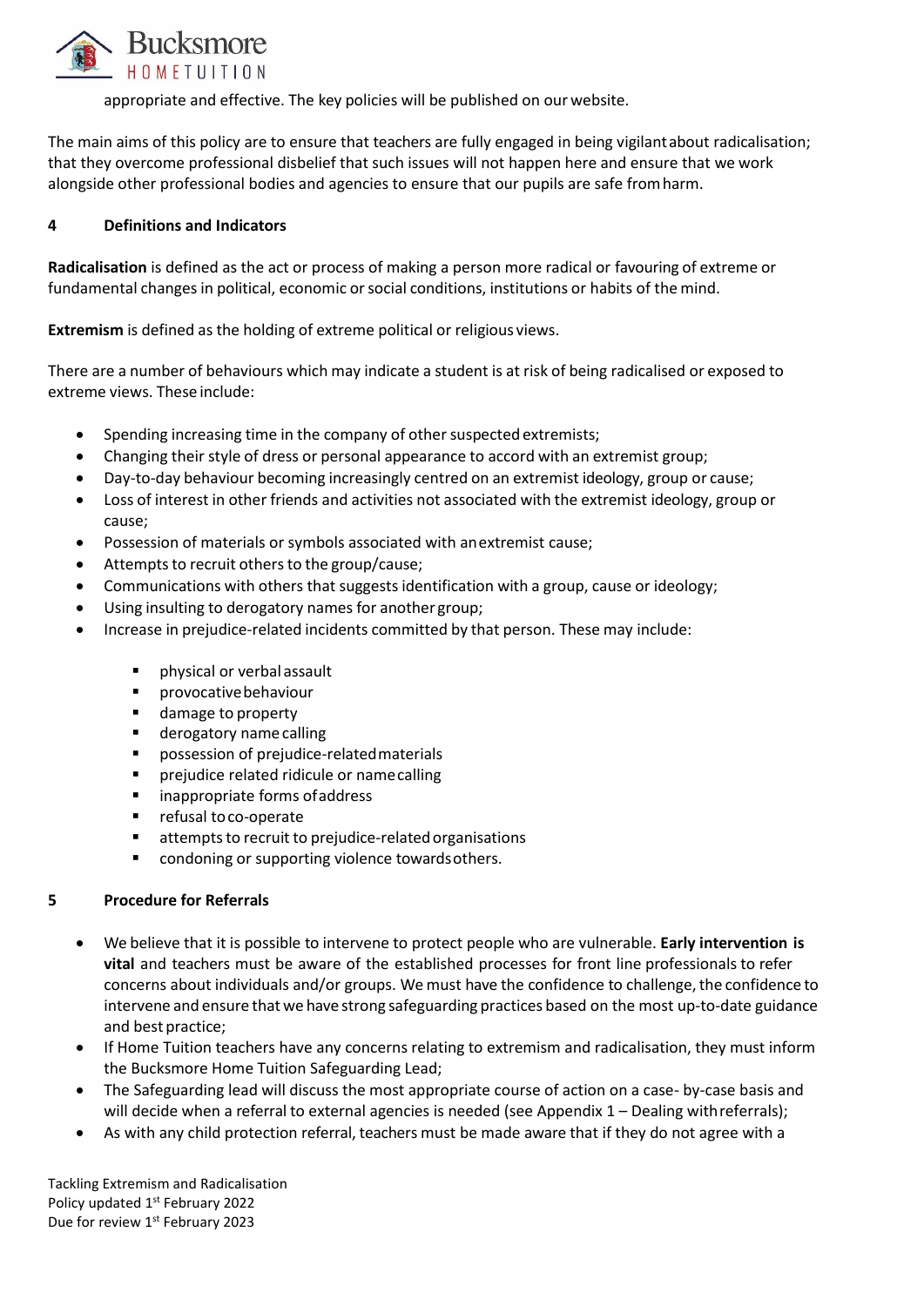appropriate and effective. The key policies will be published on our website.

The main aims of this policy are to ensure that teachers are fully engaged in being vigilant about radicalisation; that they overcome professional disbelief that such issues will not happen here and ensure that we work alongside other professional bodies and agencies to ensure that our pupils are safe from harm.

## 4 Definitions and Indicators

**Radicalisation** is defined as the act or process of making a person more radical or favouring of extreme or fundamental changes in political, economic or social conditions, institutions or habits of the mind.

**Extremism** is defined as the holding of extreme political or religious views.

There are a number of behaviours which may indicate a student is at risk of being radicalised or exposed to extreme views. These include:

- Spending increasing time in the company of other suspected extremists;
- Changing their style of dress or personal appearance to accord with an extremist group;
- Day-to-day behaviour becoming increasingly centred on an extremist ideology, group or cause;
- Loss of interest in other friends and activities not associated with the extremist ideology, group or cause;
- Possession of materials or symbols associated with an extremist cause;
- Attempts to recruit others to the group/cause;
- Communications with others that suggests identification with a group, cause or ideology;
- Using insulting to derogatory names for another group;
- Increase in prejudice-related incidents committed by that person. These may include:
  - physical or verbal assault
  - provocative behaviour
  - damage to property
  - derogatory name calling
  - possession of prejudice-related materials
  - prejudice related ridicule or name calling
  - inappropriate forms of address
  - refusal to co-operate
  - attempts to recruit to prejudice-related organisations
  - condoning or supporting violence towards others.

## 5 Procedure for Referrals

- We believe that it is possible to intervene to protect people who are vulnerable. **Early intervention is vital** and teachers must be aware of the established processes for front line professionals to refer concerns about individuals and/or groups. We must have the confidence to challenge, the confidence to intervene and ensure that we have strong safeguarding practices based on the most up-to-date guidance and best practice;
- If Home Tuition teachers have any concerns relating to extremism and radicalisation, they must inform the Bucksmore Home Tuition Safeguarding Lead;
- The Safeguarding lead will discuss the most appropriate course of action on a case- by-case basis and will decide when a referral to external agencies is needed (see Appendix 1 – Dealing with referrals);
- As with any child protection referral, teachers must be made aware that if they do not agree with a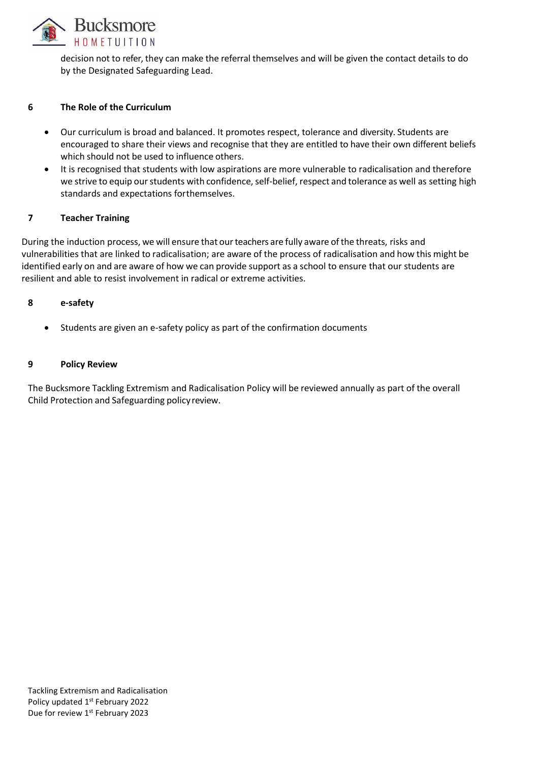decision not to refer, they can make the referral themselves and will be given the contact details to do by the Designated Safeguarding Lead.

## 6 The Role of the Curriculum

- Our curriculum is broad and balanced. It promotes respect, tolerance and diversity. Students are encouraged to share their views and recognise that they are entitled to have their own different beliefs which should not be used to influence others.
- It is recognised that students with low aspirations are more vulnerable to radicalisation and therefore we strive to equip our students with confidence, self-belief, respect and tolerance as well as setting high standards and expectations forthemselves.

## 7 Teacher Training

During the induction process, we will ensure that our teachers are fully aware of the threats, risks and vulnerabilities that are linked to radicalisation; are aware of the process of radicalisation and how this might be identified early on and are aware of how we can provide support as a school to ensure that our students are resilient and able to resist involvement in radical or extreme activities.

## 8 e-safety

- Students are given an e-safety policy as part of the confirmation documents

## 9 Policy Review

The Bucksmore Tackling Extremism and Radicalisation Policy will be reviewed annually as part of the overall Child Protection and Safeguarding policy review.

Tackling Extremism and Radicalisation
Policy updated 1st February 2022
Due for review 1st February 2023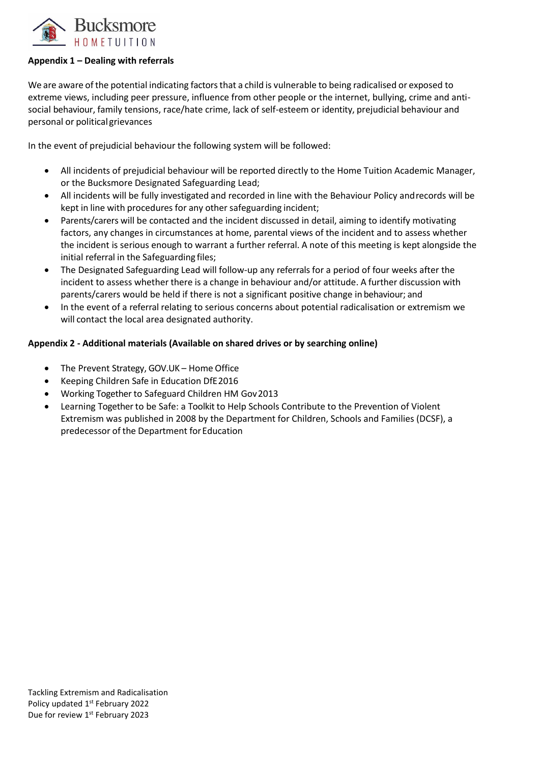**Appendix 1 – Dealing with referrals**

We are aware of the potential indicating factors that a child is vulnerable to being radicalised or exposed to extreme views, including peer pressure, influence from other people or the internet, bullying, crime and anti-social behaviour, family tensions, race/hate crime, lack of self-esteem or identity, prejudicial behaviour and personal or political grievances

In the event of prejudicial behaviour the following system will be followed:

- All incidents of prejudicial behaviour will be reported directly to the Home Tuition Academic Manager, or the Bucksmore Designated Safeguarding Lead;
- All incidents will be fully investigated and recorded in line with the Behaviour Policy and records will be kept in line with procedures for any other safeguarding incident;
- Parents/carers will be contacted and the incident discussed in detail, aiming to identify motivating factors, any changes in circumstances at home, parental views of the incident and to assess whether the incident is serious enough to warrant a further referral. A note of this meeting is kept alongside the initial referral in the Safeguarding files;
- The Designated Safeguarding Lead will follow-up any referrals for a period of four weeks after the incident to assess whether there is a change in behaviour and/or attitude. A further discussion with parents/carers would be held if there is not a significant positive change in behaviour; and
- In the event of a referral relating to serious concerns about potential radicalisation or extremism we will contact the local area designated authority.

**Appendix 2 - Additional materials (Available on shared drives or by searching online)**

- The Prevent Strategy, GOV.UK – Home Office
- Keeping Children Safe in Education DfE 2016
- Working Together to Safeguard Children HM Gov 2013
- Learning Together to be Safe: a Toolkit to Help Schools Contribute to the Prevention of Violent Extremism was published in 2008 by the Department for Children, Schools and Families (DCSF), a predecessor of the Department for Education